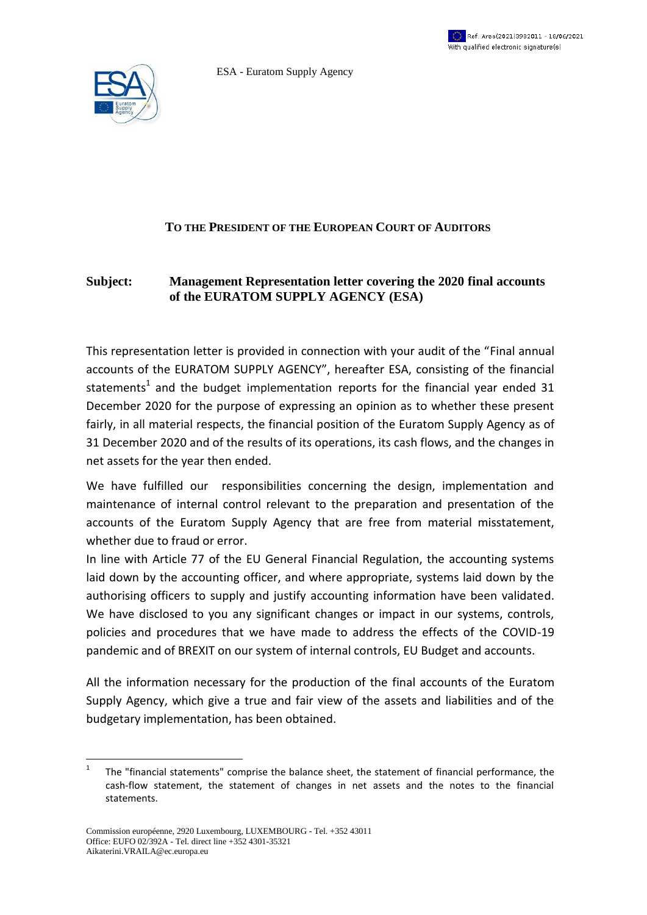Ref. Ares(2021)3982011 - 18/06/2021
With qualified electronic signature(s)

ESA - Euratom Supply Agency

**TO THE PRESIDENT OF THE EUROPEAN COURT OF AUDITORS**

**Subject: Management Representation letter covering the 2020 final accounts of the EURATOM SUPPLY AGENCY (ESA)**

This representation letter is provided in connection with your audit of the "Final annual accounts of the EURATOM SUPPLY AGENCY", hereafter ESA, consisting of the financial statements[1] and the budget implementation reports for the financial year ended 31 December 2020 for the purpose of expressing an opinion as to whether these present fairly, in all material respects, the financial position of the Euratom Supply Agency as of 31 December 2020 and of the results of its operations, its cash flows, and the changes in net assets for the year then ended.

We have fulfilled our responsibilities concerning the design, implementation and maintenance of internal control relevant to the preparation and presentation of the accounts of the Euratom Supply Agency that are free from material misstatement, whether due to fraud or error.

In line with Article 77 of the EU General Financial Regulation, the accounting systems laid down by the accounting officer, and where appropriate, systems laid down by the authorising officers to supply and justify accounting information have been validated. We have disclosed to you any significant changes or impact in our systems, controls, policies and procedures that we have made to address the effects of the COVID-19 pandemic and of BREXIT on our system of internal controls, EU Budget and accounts.

All the information necessary for the production of the final accounts of the Euratom Supply Agency, which give a true and fair view of the assets and liabilities and of the budgetary implementation, has been obtained.

[1] The "financial statements" comprise the balance sheet, the statement of financial performance, the cash-flow statement, the statement of changes in net assets and the notes to the financial statements.

Commission européenne, 2920 Luxembourg, LUXEMBOURG - Tel. +352 43011
Office: EUFO 02/392A - Tel. direct line +352 4301-35321
Aikaterini.VRAILA@ec.europa.eu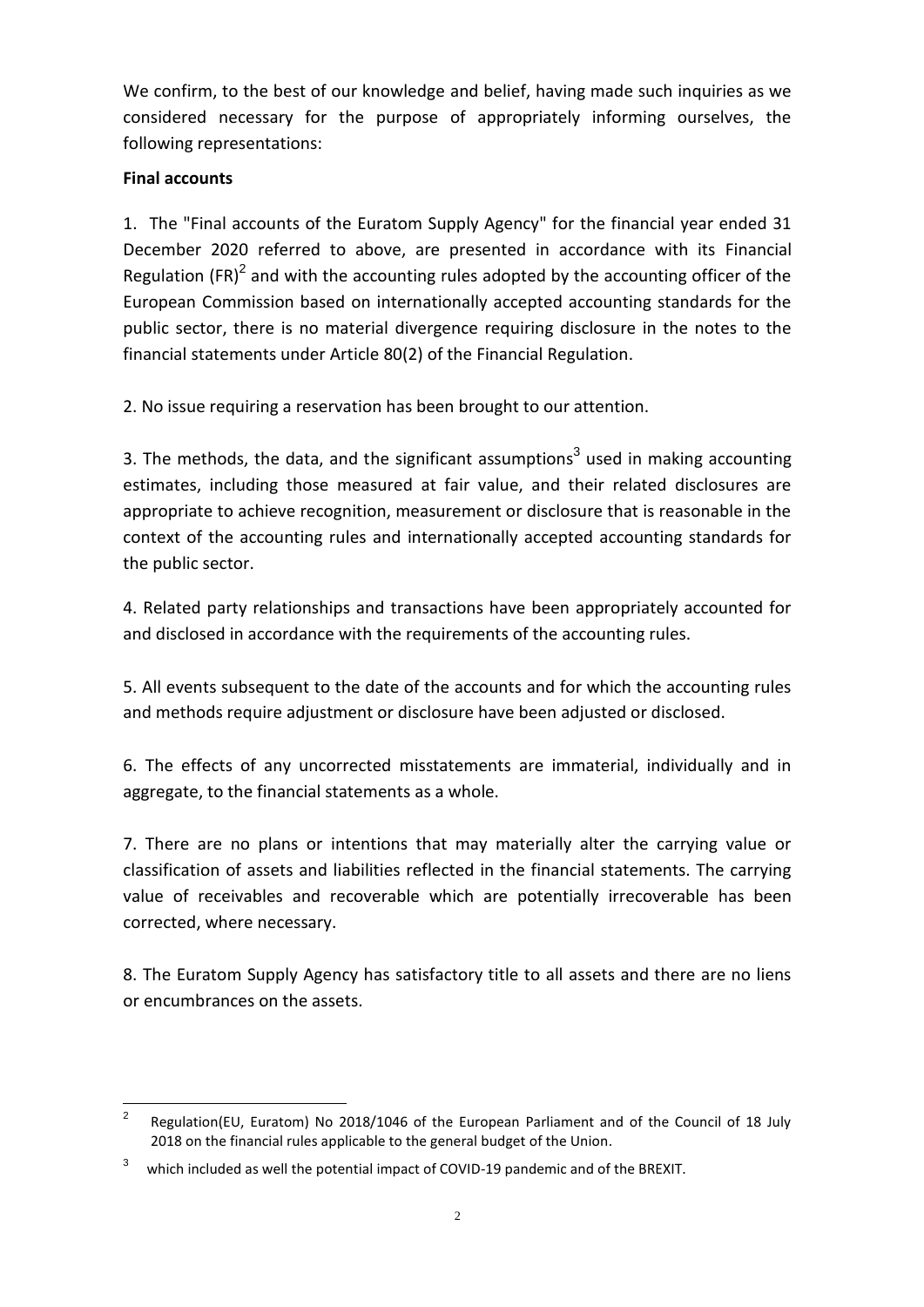We confirm, to the best of our knowledge and belief, having made such inquiries as we considered necessary for the purpose of appropriately informing ourselves, the following representations:

**Final accounts**

1. The "Final accounts of the Euratom Supply Agency" for the financial year ended 31 December 2020 referred to above, are presented in accordance with its Financial Regulation (FR)[2] and with the accounting rules adopted by the accounting officer of the European Commission based on internationally accepted accounting standards for the public sector, there is no material divergence requiring disclosure in the notes to the financial statements under Article 80(2) of the Financial Regulation.

2. No issue requiring a reservation has been brought to our attention.

3. The methods, the data, and the significant assumptions[3] used in making accounting estimates, including those measured at fair value, and their related disclosures are appropriate to achieve recognition, measurement or disclosure that is reasonable in the context of the accounting rules and internationally accepted accounting standards for the public sector.

4. Related party relationships and transactions have been appropriately accounted for and disclosed in accordance with the requirements of the accounting rules.

5. All events subsequent to the date of the accounts and for which the accounting rules and methods require adjustment or disclosure have been adjusted or disclosed.

6. The effects of any uncorrected misstatements are immaterial, individually and in aggregate, to the financial statements as a whole.

7. There are no plans or intentions that may materially alter the carrying value or classification of assets and liabilities reflected in the financial statements. The carrying value of receivables and recoverable which are potentially irrecoverable has been corrected, where necessary.

8. The Euratom Supply Agency has satisfactory title to all assets and there are no liens or encumbrances on the assets.

---

[2] Regulation(EU, Euratom) No 2018/1046 of the European Parliament and of the Council of 18 July 2018 on the financial rules applicable to the general budget of the Union.

[3] which included as well the potential impact of COVID-19 pandemic and of the BREXIT.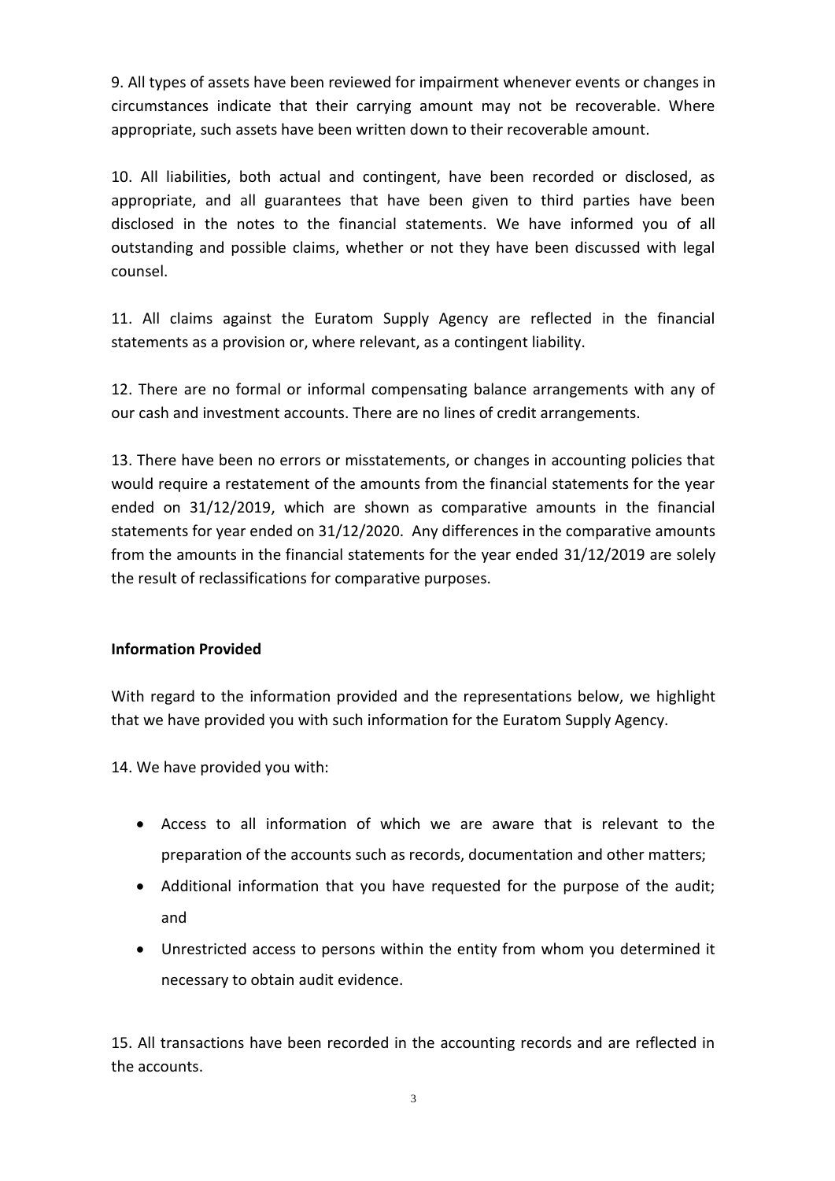9. All types of assets have been reviewed for impairment whenever events or changes in circumstances indicate that their carrying amount may not be recoverable. Where appropriate, such assets have been written down to their recoverable amount.

10. All liabilities, both actual and contingent, have been recorded or disclosed, as appropriate, and all guarantees that have been given to third parties have been disclosed in the notes to the financial statements. We have informed you of all outstanding and possible claims, whether or not they have been discussed with legal counsel.

11. All claims against the Euratom Supply Agency are reflected in the financial statements as a provision or, where relevant, as a contingent liability.

12. There are no formal or informal compensating balance arrangements with any of our cash and investment accounts. There are no lines of credit arrangements.

13. There have been no errors or misstatements, or changes in accounting policies that would require a restatement of the amounts from the financial statements for the year ended on 31/12/2019, which are shown as comparative amounts in the financial statements for year ended on 31/12/2020. Any differences in the comparative amounts from the amounts in the financial statements for the year ended 31/12/2019 are solely the result of reclassifications for comparative purposes.

**Information Provided**

With regard to the information provided and the representations below, we highlight that we have provided you with such information for the Euratom Supply Agency.

14. We have provided you with:

- Access to all information of which we are aware that is relevant to the preparation of the accounts such as records, documentation and other matters;
- Additional information that you have requested for the purpose of the audit; and
- Unrestricted access to persons within the entity from whom you determined it necessary to obtain audit evidence.

15. All transactions have been recorded in the accounting records and are reflected in the accounts.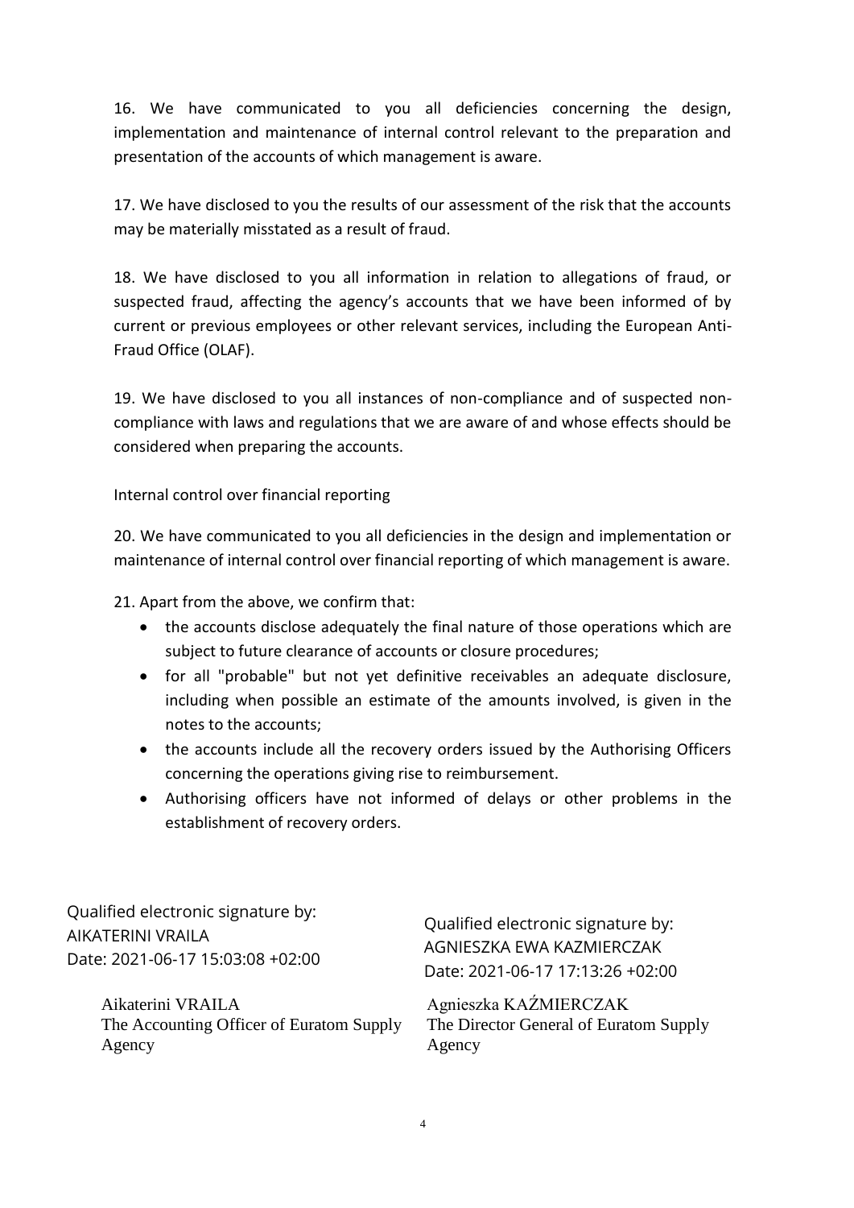16. We have communicated to you all deficiencies concerning the design, implementation and maintenance of internal control relevant to the preparation and presentation of the accounts of which management is aware.

17. We have disclosed to you the results of our assessment of the risk that the accounts may be materially misstated as a result of fraud.

18. We have disclosed to you all information in relation to allegations of fraud, or suspected fraud, affecting the agency's accounts that we have been informed of by current or previous employees or other relevant services, including the European Anti-Fraud Office (OLAF).

19. We have disclosed to you all instances of non-compliance and of suspected non-compliance with laws and regulations that we are aware of and whose effects should be considered when preparing the accounts.

Internal control over financial reporting

20. We have communicated to you all deficiencies in the design and implementation or maintenance of internal control over financial reporting of which management is aware.

21. Apart from the above, we confirm that:

- the accounts disclose adequately the final nature of those operations which are subject to future clearance of accounts or closure procedures;
- for all "probable" but not yet definitive receivables an adequate disclosure, including when possible an estimate of the amounts involved, is given in the notes to the accounts;
- the accounts include all the recovery orders issued by the Authorising Officers concerning the operations giving rise to reimbursement.
- Authorising officers have not informed of delays or other problems in the establishment of recovery orders.

Qualified electronic signature by:
AIKATERINI VRAILA
Date: 2021-06-17 15:03:08 +02:00

Aikaterini VRAILA
The Accounting Officer of Euratom Supply Agency

Qualified electronic signature by:
AGNIESZKA EWA KAZMIERCZAK
Date: 2021-06-17 17:13:26 +02:00

Agnieszka KAŹMIERCZAK
The Director General of Euratom Supply Agency